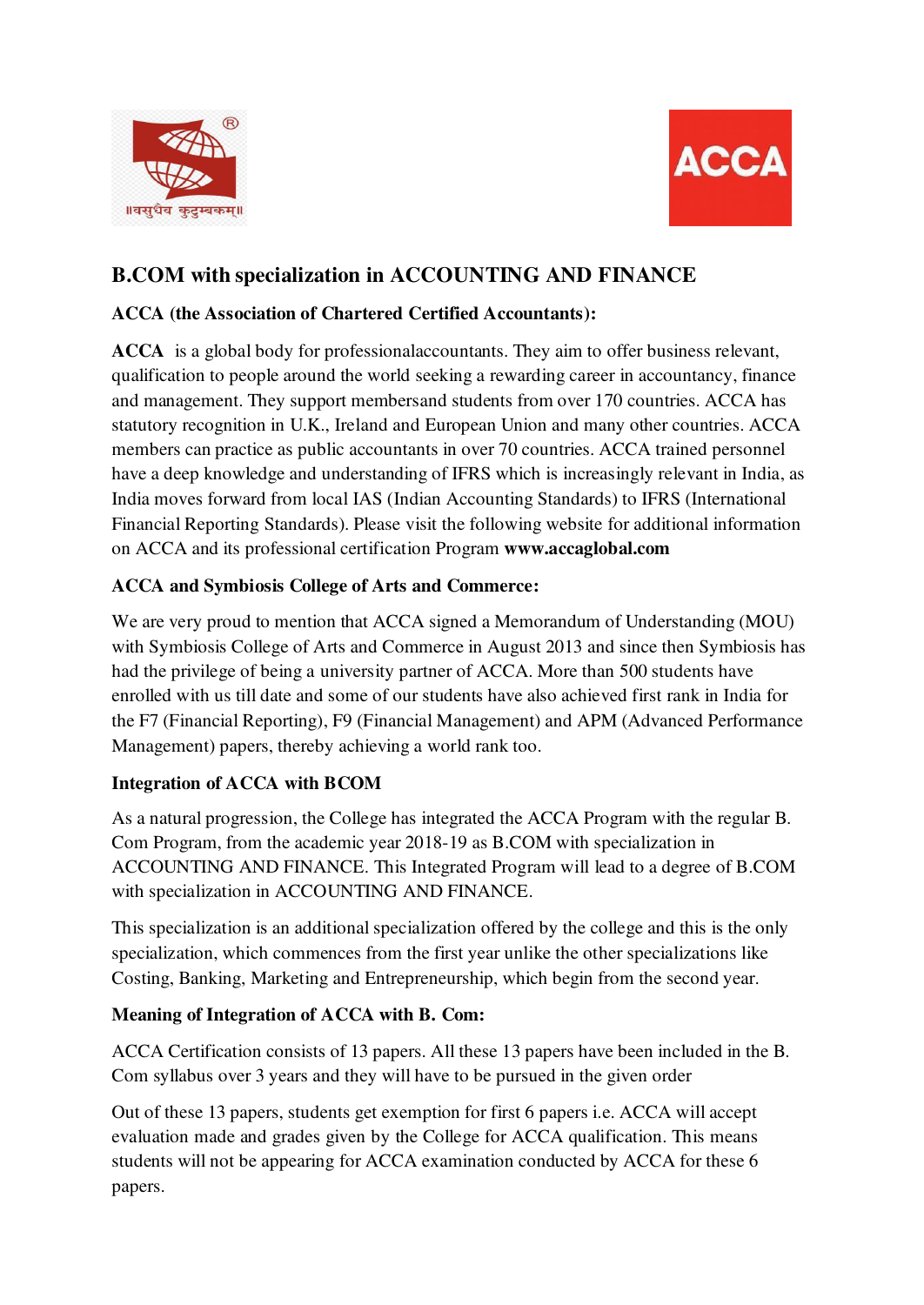# B.COM with specialization in ACCOUNTING AND FINANCE

### ACCA (the Association of Chartered Certified Accountants):

**ACCA** is a global body for professionalaccountants. They aim to offer business relevant, qualification to people around the world seeking a rewarding career in accountancy, finance and management. They support membersand students from over 170 countries. ACCA has statutory recognition in U.K., Ireland and European Union and many other countries. ACCA members can practice as public accountants in over 70 countries. ACCA trained personnel have a deep knowledge and understanding of IFRS which is increasingly relevant in India, as India moves forward from local IAS (Indian Accounting Standards) to IFRS (International Financial Reporting Standards). Please visit the following website for additional information on ACCA and its professional certification Program **www.accaglobal.com**

### ACCA and Symbiosis College of Arts and Commerce:

We are very proud to mention that ACCA signed a Memorandum of Understanding (MOU) with Symbiosis College of Arts and Commerce in August 2013 and since then Symbiosis has had the privilege of being a university partner of ACCA. More than 500 students have enrolled with us till date and some of our students have also achieved first rank in India for the F7 (Financial Reporting), F9 (Financial Management) and APM (Advanced Performance Management) papers, thereby achieving a world rank too.

### Integration of ACCA with BCOM

As a natural progression, the College has integrated the ACCA Program with the regular B. Com Program, from the academic year 2018-19 as B.COM with specialization in ACCOUNTING AND FINANCE. This Integrated Program will lead to a degree of B.COM with specialization in ACCOUNTING AND FINANCE.

This specialization is an additional specialization offered by the college and this is the only specialization, which commences from the first year unlike the other specializations like Costing, Banking, Marketing and Entrepreneurship, which begin from the second year.

### Meaning of Integration of ACCA with B. Com:

ACCA Certification consists of 13 papers. All these 13 papers have been included in the B. Com syllabus over 3 years and they will have to be pursued in the given order

Out of these 13 papers, students get exemption for first 6 papers i.e. ACCA will accept evaluation made and grades given by the College for ACCA qualification. This means students will not be appearing for ACCA examination conducted by ACCA for these 6 papers.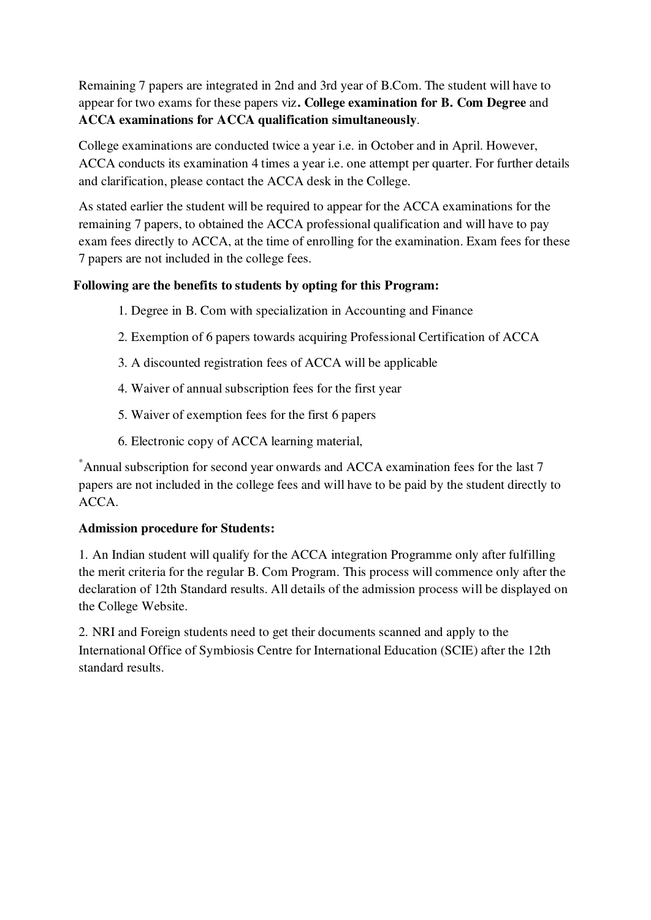Remaining 7 papers are integrated in 2nd and 3rd year of B.Com. The student will have to appear for two exams for these papers viz**. College examination for B. Com Degree** and **ACCA examinations for ACCA qualification simultaneously**.

College examinations are conducted twice a year i.e. in October and in April. However, ACCA conducts its examination 4 times a year i.e. one attempt per quarter. For further details and clarification, please contact the ACCA desk in the College.

As stated earlier the student will be required to appear for the ACCA examinations for the remaining 7 papers, to obtained the ACCA professional qualification and will have to pay exam fees directly to ACCA, at the time of enrolling for the examination. Exam fees for these 7 papers are not included in the college fees.

**Following are the benefits to students by opting for this Program:**

1. Degree in B. Com with specialization in Accounting and Finance
2. Exemption of 6 papers towards acquiring Professional Certification of ACCA
3. A discounted registration fees of ACCA will be applicable
4. Waiver of annual subscription fees for the first year
5. Waiver of exemption fees for the first 6 papers
6. Electronic copy of ACCA learning material,

*Annual subscription for second year onwards and ACCA examination fees for the last 7 papers are not included in the college fees and will have to be paid by the student directly to ACCA.

**Admission procedure for Students:**

1. An Indian student will qualify for the ACCA integration Programme only after fulfilling the merit criteria for the regular B. Com Program. This process will commence only after the declaration of 12th Standard results. All details of the admission process will be displayed on the College Website.

2. NRI and Foreign students need to get their documents scanned and apply to the International Office of Symbiosis Centre for International Education (SCIE) after the 12th standard results.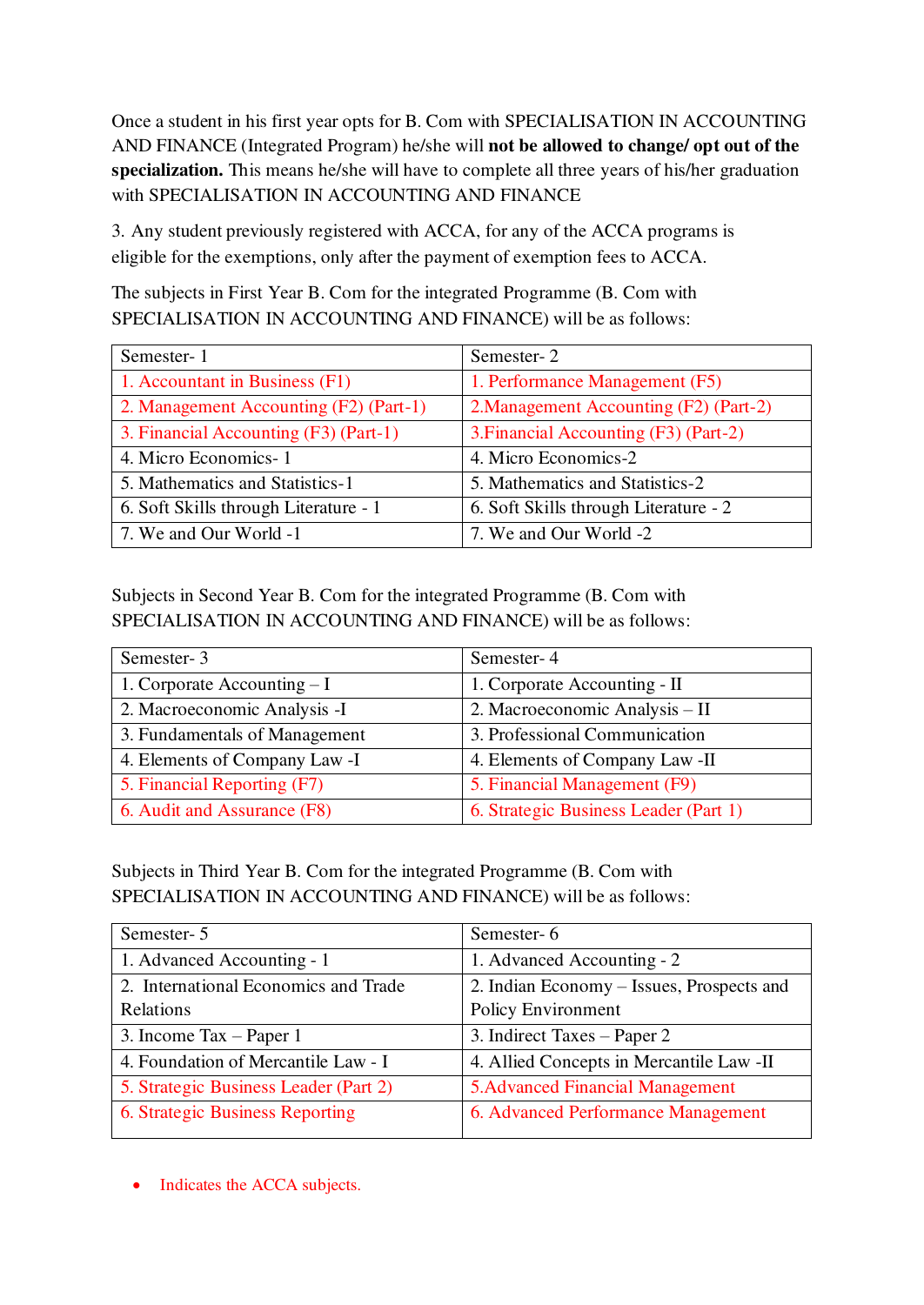Once a student in his first year opts for B. Com with SPECIALISATION IN ACCOUNTING AND FINANCE (Integrated Program) he/she will **not be allowed to change/ opt out of the specialization.** This means he/she will have to complete all three years of his/her graduation with SPECIALISATION IN ACCOUNTING AND FINANCE

3. Any student previously registered with ACCA, for any of the ACCA programs is eligible for the exemptions, only after the payment of exemption fees to ACCA.

The subjects in First Year B. Com for the integrated Programme (B. Com with SPECIALISATION IN ACCOUNTING AND FINANCE) will be as follows:

| Semester- 1 | Semester- 2 |
|---|---|
| 1. Accountant in Business (F1) | 1. Performance Management (F5) |
| 2. Management Accounting (F2) (Part-1) | 2.Management Accounting (F2) (Part-2) |
| 3. Financial Accounting (F3) (Part-1) | 3.Financial Accounting (F3) (Part-2) |
| 4. Micro Economics- 1 | 4. Micro Economics-2 |
| 5. Mathematics and Statistics-1 | 5. Mathematics and Statistics-2 |
| 6. Soft Skills through Literature - 1 | 6. Soft Skills through Literature - 2 |
| 7. We and Our World -1 | 7. We and Our World -2 |

Subjects in Second Year B. Com for the integrated Programme (B. Com with SPECIALISATION IN ACCOUNTING AND FINANCE) will be as follows:

| Semester- 3 | Semester- 4 |
|---|---|
| 1. Corporate Accounting – I | 1. Corporate Accounting - II |
| 2. Macroeconomic Analysis -I | 2. Macroeconomic Analysis – II |
| 3. Fundamentals of Management | 3. Professional Communication |
| 4. Elements of Company Law -I | 4. Elements of Company Law -II |
| 5. Financial Reporting (F7) | 5. Financial Management (F9) |
| 6. Audit and Assurance (F8) | 6. Strategic Business Leader (Part 1) |

Subjects in Third Year B. Com for the integrated Programme (B. Com with SPECIALISATION IN ACCOUNTING AND FINANCE) will be as follows:

| Semester- 5 | Semester- 6 |
|---|---|
| 1. Advanced Accounting - 1 | 1. Advanced Accounting - 2 |
| 2. International Economics and Trade Relations | 2. Indian Economy – Issues, Prospects and Policy Environment |
| 3. Income Tax – Paper 1 | 3. Indirect Taxes – Paper 2 |
| 4. Foundation of Mercantile Law - I | 4. Allied Concepts in Mercantile Law -II |
| 5. Strategic Business Leader (Part 2) | 5.Advanced Financial Management |
| 6. Strategic Business Reporting | 6. Advanced Performance Management |

- Indicates the ACCA subjects.